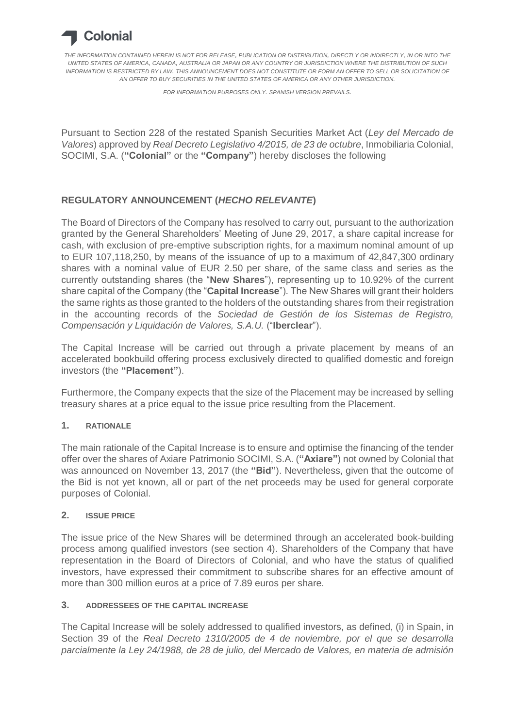**Colonial**

*THE INFORMATION CONTAINED HEREIN IS NOT FOR RELEASE, PUBLICATION OR DISTRIBUTION, DIRECTLY OR INDIRECTLY, IN OR INTO THE UNITED STATES OF AMERICA, CANADA, AUSTRALIA OR JAPAN OR ANY COUNTRY OR JURISDICTION WHERE THE DISTRIBUTION OF SUCH INFORMATION IS RESTRICTED BY LAW. THIS ANNOUNCEMENT DOES NOT CONSTITUTE OR FORM AN OFFER TO SELL OR SOLICITATION OF AN OFFER TO BUY SECURITIES IN THE UNITED STATES OF AMERICA OR ANY OTHER JURISDICTION.*

*FOR INFORMATION PURPOSES ONLY. SPANISH VERSION PREVAILS.*

Pursuant to Section 228 of the restated Spanish Securities Market Act (*Ley del Mercado de Valores*) approved by *Real Decreto Legislativo 4/2015, de 23 de octubre*, Inmobiliaria Colonial, SOCIMI, S.A. (**"Colonial"** or the **"Company"**) hereby discloses the following

## REGULATORY ANNOUNCEMENT (*HECHO RELEVANTE*)

The Board of Directors of the Company has resolved to carry out, pursuant to the authorization granted by the General Shareholders' Meeting of June 29, 2017, a share capital increase for cash, with exclusion of pre-emptive subscription rights, for a maximum nominal amount of up to EUR 107,118,250, by means of the issuance of up to a maximum of 42,847,300 ordinary shares with a nominal value of EUR 2.50 per share, of the same class and series as the currently outstanding shares (the "**New Shares**"), representing up to 10.92% of the current share capital of the Company (the "**Capital Increase**"). The New Shares will grant their holders the same rights as those granted to the holders of the outstanding shares from their registration in the accounting records of the *Sociedad de Gestión de los Sistemas de Registro, Compensación y Liquidación de Valores, S.A.U.* ("**Iberclear**").

The Capital Increase will be carried out through a private placement by means of an accelerated bookbuild offering process exclusively directed to qualified domestic and foreign investors (the **"Placement"**).

Furthermore, the Company expects that the size of the Placement may be increased by selling treasury shares at a price equal to the issue price resulting from the Placement.

### 1. RATIONALE

The main rationale of the Capital Increase is to ensure and optimise the financing of the tender offer over the shares of Axiare Patrimonio SOCIMI, S.A. (**"Axiare"**) not owned by Colonial that was announced on November 13, 2017 (the **"Bid"**). Nevertheless, given that the outcome of the Bid is not yet known, all or part of the net proceeds may be used for general corporate purposes of Colonial.

### 2. ISSUE PRICE

The issue price of the New Shares will be determined through an accelerated book-building process among qualified investors (see section 4). Shareholders of the Company that have representation in the Board of Directors of Colonial, and who have the status of qualified investors, have expressed their commitment to subscribe shares for an effective amount of more than 300 million euros at a price of 7.89 euros per share.

### 3. ADDRESSEES OF THE CAPITAL INCREASE

The Capital Increase will be solely addressed to qualified investors, as defined, (i) in Spain, in Section 39 of the *Real Decreto 1310/2005 de 4 de noviembre, por el que se desarrolla parcialmente la Ley 24/1988, de 28 de julio, del Mercado de Valores, en materia de admisión*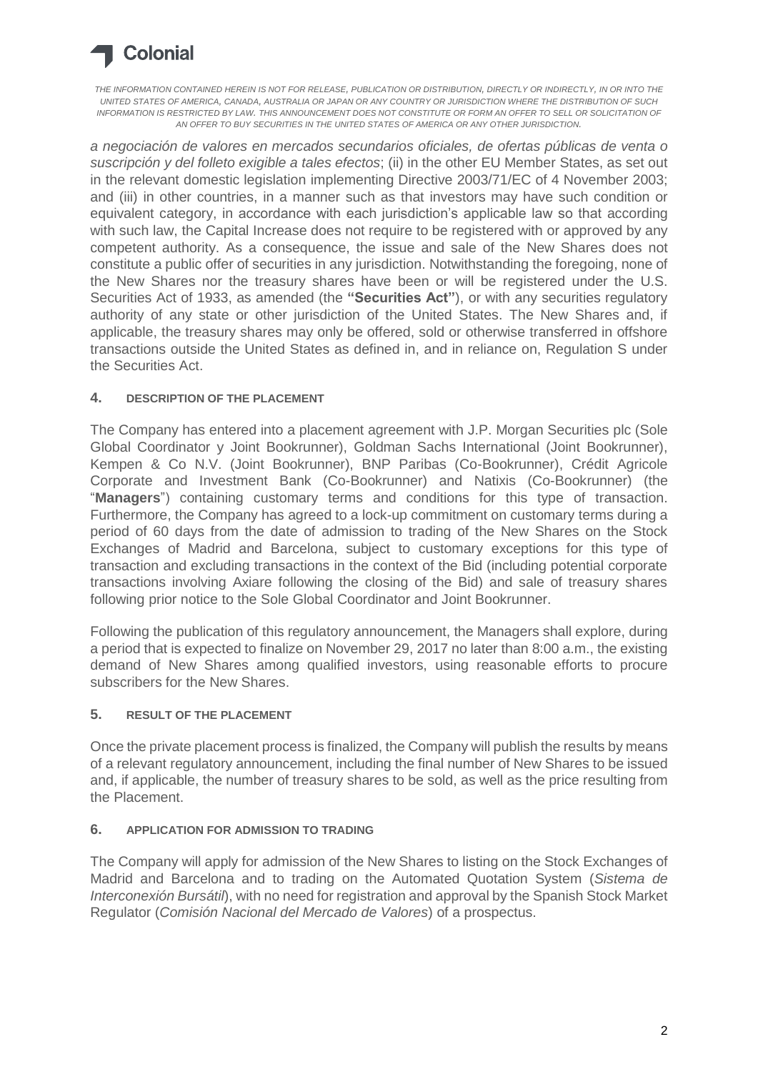*a negociación de valores en mercados secundarios oficiales, de ofertas públicas de venta o suscripción y del folleto exigible a tales efectos*; (ii) in the other EU Member States, as set out in the relevant domestic legislation implementing Directive 2003/71/EC of 4 November 2003; and (iii) in other countries, in a manner such as that investors may have such condition or equivalent category, in accordance with each jurisdiction's applicable law so that according with such law, the Capital Increase does not require to be registered with or approved by any competent authority. As a consequence, the issue and sale of the New Shares does not constitute a public offer of securities in any jurisdiction. Notwithstanding the foregoing, none of the New Shares nor the treasury shares have been or will be registered under the U.S. Securities Act of 1933, as amended (the **"Securities Act"**), or with any securities regulatory authority of any state or other jurisdiction of the United States. The New Shares and, if applicable, the treasury shares may only be offered, sold or otherwise transferred in offshore transactions outside the United States as defined in, and in reliance on, Regulation S under the Securities Act.

## 4. DESCRIPTION OF THE PLACEMENT

The Company has entered into a placement agreement with J.P. Morgan Securities plc (Sole Global Coordinator y Joint Bookrunner), Goldman Sachs International (Joint Bookrunner), Kempen & Co N.V. (Joint Bookrunner), BNP Paribas (Co-Bookrunner), Crédit Agricole Corporate and Investment Bank (Co-Bookrunner) and Natixis (Co-Bookrunner) (the "**Managers**") containing customary terms and conditions for this type of transaction. Furthermore, the Company has agreed to a lock-up commitment on customary terms during a period of 60 days from the date of admission to trading of the New Shares on the Stock Exchanges of Madrid and Barcelona, subject to customary exceptions for this type of transaction and excluding transactions in the context of the Bid (including potential corporate transactions involving Axiare following the closing of the Bid) and sale of treasury shares following prior notice to the Sole Global Coordinator and Joint Bookrunner.

Following the publication of this regulatory announcement, the Managers shall explore, during a period that is expected to finalize on November 29, 2017 no later than 8:00 a.m., the existing demand of New Shares among qualified investors, using reasonable efforts to procure subscribers for the New Shares.

## 5. RESULT OF THE PLACEMENT

Once the private placement process is finalized, the Company will publish the results by means of a relevant regulatory announcement, including the final number of New Shares to be issued and, if applicable, the number of treasury shares to be sold, as well as the price resulting from the Placement.

## 6. APPLICATION FOR ADMISSION TO TRADING

The Company will apply for admission of the New Shares to listing on the Stock Exchanges of Madrid and Barcelona and to trading on the Automated Quotation System (*Sistema de Interconexión Bursátil*), with no need for registration and approval by the Spanish Stock Market Regulator (*Comisión Nacional del Mercado de Valores*) of a prospectus.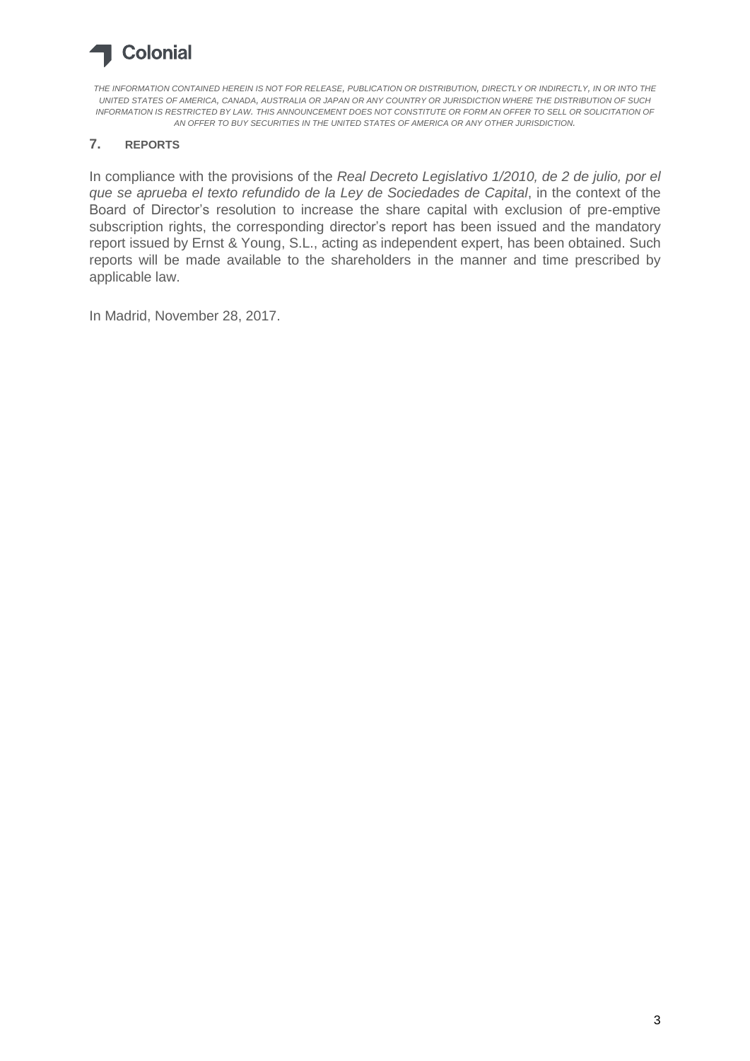THE INFORMATION CONTAINED HEREIN IS NOT FOR RELEASE, PUBLICATION OR DISTRIBUTION, DIRECTLY OR INDIRECTLY, IN OR INTO THE UNITED STATES OF AMERICA, CANADA, AUSTRALIA OR JAPAN OR ANY COUNTRY OR JURISDICTION WHERE THE DISTRIBUTION OF SUCH INFORMATION IS RESTRICTED BY LAW. THIS ANNOUNCEMENT DOES NOT CONSTITUTE OR FORM AN OFFER TO SELL OR SOLICITATION OF AN OFFER TO BUY SECURITIES IN THE UNITED STATES OF AMERICA OR ANY OTHER JURISDICTION.

## 7. REPORTS

In compliance with the provisions of the *Real Decreto Legislativo 1/2010, de 2 de julio, por el que se aprueba el texto refundido de la Ley de Sociedades de Capital*, in the context of the Board of Director's resolution to increase the share capital with exclusion of pre-emptive subscription rights, the corresponding director's report has been issued and the mandatory report issued by Ernst & Young, S.L., acting as independent expert, has been obtained. Such reports will be made available to the shareholders in the manner and time prescribed by applicable law.

In Madrid, November 28, 2017.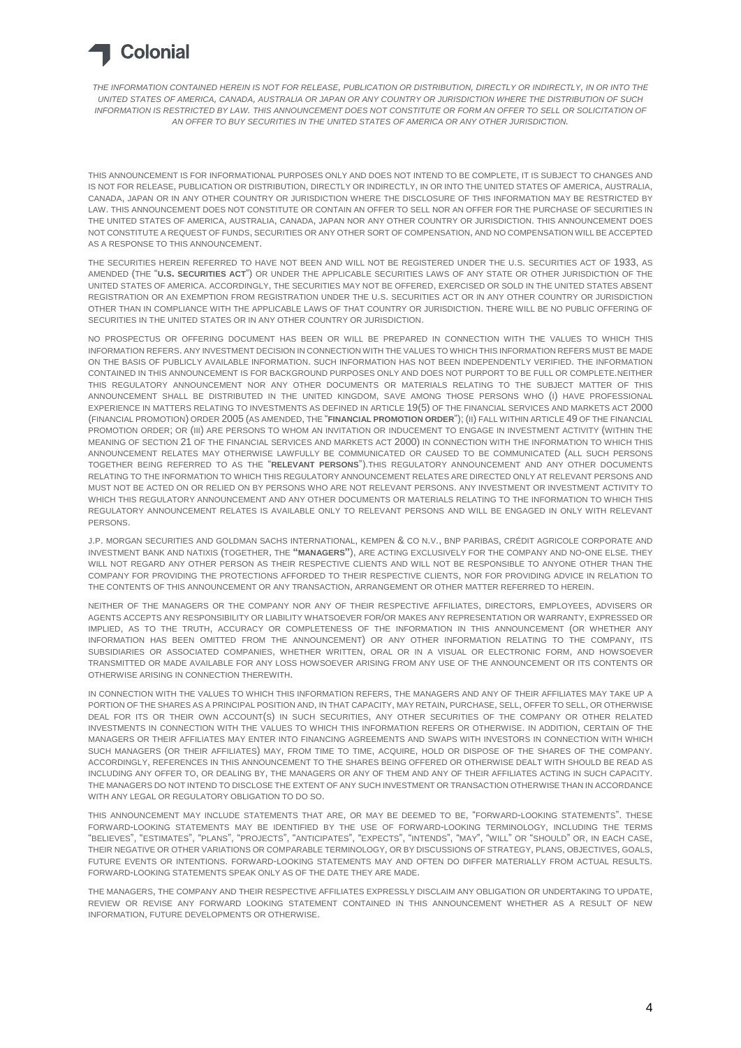**Colonial**

*THE INFORMATION CONTAINED HEREIN IS NOT FOR RELEASE, PUBLICATION OR DISTRIBUTION, DIRECTLY OR INDIRECTLY, IN OR INTO THE UNITED STATES OF AMERICA, CANADA, AUSTRALIA OR JAPAN OR ANY COUNTRY OR JURISDICTION WHERE THE DISTRIBUTION OF SUCH INFORMATION IS RESTRICTED BY LAW. THIS ANNOUNCEMENT DOES NOT CONSTITUTE OR FORM AN OFFER TO SELL OR SOLICITATION OF AN OFFER TO BUY SECURITIES IN THE UNITED STATES OF AMERICA OR ANY OTHER JURISDICTION.*

THIS ANNOUNCEMENT IS FOR INFORMATIONAL PURPOSES ONLY AND DOES NOT INTEND TO BE COMPLETE, IT IS SUBJECT TO CHANGES AND IS NOT FOR RELEASE, PUBLICATION OR DISTRIBUTION, DIRECTLY OR INDIRECTLY, IN OR INTO THE UNITED STATES OF AMERICA, AUSTRALIA, CANADA, JAPAN OR IN ANY OTHER COUNTRY OR JURISDICTION WHERE THE DISCLOSURE OF THIS INFORMATION MAY BE RESTRICTED BY LAW. THIS ANNOUNCEMENT DOES NOT CONSTITUTE OR CONTAIN AN OFFER TO SELL NOR AN OFFER FOR THE PURCHASE OF SECURITIES IN THE UNITED STATES OF AMERICA, AUSTRALIA, CANADA, JAPAN NOR ANY OTHER COUNTRY OR JURISDICTION. THIS ANNOUNCEMENT DOES NOT CONSTITUTE A REQUEST OF FUNDS, SECURITIES OR ANY OTHER SORT OF COMPENSATION, AND NO COMPENSATION WILL BE ACCEPTED AS A RESPONSE TO THIS ANNOUNCEMENT.

THE SECURITIES HEREIN REFERRED TO HAVE NOT BEEN AND WILL NOT BE REGISTERED UNDER THE U.S. SECURITIES ACT OF 1933, AS AMENDED (THE "**U.S. SECURITIES ACT**") OR UNDER THE APPLICABLE SECURITIES LAWS OF ANY STATE OR OTHER JURISDICTION OF THE UNITED STATES OF AMERICA. ACCORDINGLY, THE SECURITIES MAY NOT BE OFFERED, EXERCISED OR SOLD IN THE UNITED STATES ABSENT REGISTRATION OR AN EXEMPTION FROM REGISTRATION UNDER THE U.S. SECURITIES ACT OR IN ANY OTHER COUNTRY OR JURISDICTION OTHER THAN IN COMPLIANCE WITH THE APPLICABLE LAWS OF THAT COUNTRY OR JURISDICTION. THERE WILL BE NO PUBLIC OFFERING OF SECURITIES IN THE UNITED STATES OR IN ANY OTHER COUNTRY OR JURISDICTION.

NO PROSPECTUS OR OFFERING DOCUMENT HAS BEEN OR WILL BE PREPARED IN CONNECTION WITH THE VALUES TO WHICH THIS INFORMATION REFERS. ANY INVESTMENT DECISION IN CONNECTION WITH THE VALUES TO WHICH THIS INFORMATION REFERS MUST BE MADE ON THE BASIS OF PUBLICLY AVAILABLE INFORMATION. SUCH INFORMATION HAS NOT BEEN INDEPENDENTLY VERIFIED. THE INFORMATION CONTAINED IN THIS ANNOUNCEMENT IS FOR BACKGROUND PURPOSES ONLY AND DOES NOT PURPORT TO BE FULL OR COMPLETE.NEITHER THIS REGULATORY ANNOUNCEMENT NOR ANY OTHER DOCUMENTS OR MATERIALS RELATING TO THE SUBJECT MATTER OF THIS ANNOUNCEMENT SHALL BE DISTRIBUTED IN THE UNITED KINGDOM, SAVE AMONG THOSE PERSONS WHO (I) HAVE PROFESSIONAL EXPERIENCE IN MATTERS RELATING TO INVESTMENTS AS DEFINED IN ARTICLE 19(5) OF THE FINANCIAL SERVICES AND MARKETS ACT 2000 (FINANCIAL PROMOTION) ORDER 2005 (AS AMENDED, THE "**FINANCIAL PROMOTION ORDER**"); (II) FALL WITHIN ARTICLE 49 OF THE FINANCIAL PROMOTION ORDER; OR (III) ARE PERSONS TO WHOM AN INVITATION OR INDUCEMENT TO ENGAGE IN INVESTMENT ACTIVITY (WITHIN THE MEANING OF SECTION 21 OF THE FINANCIAL SERVICES AND MARKETS ACT 2000) IN CONNECTION WITH THE INFORMATION TO WHICH THIS ANNOUNCEMENT RELATES MAY OTHERWISE LAWFULLY BE COMMUNICATED OR CAUSED TO BE COMMUNICATED (ALL SUCH PERSONS TOGETHER BEING REFERRED TO AS THE "**RELEVANT PERSONS**").THIS REGULATORY ANNOUNCEMENT AND ANY OTHER DOCUMENTS RELATING TO THE INFORMATION TO WHICH THIS REGULATORY ANNOUNCEMENT RELATES ARE DIRECTED ONLY AT RELEVANT PERSONS AND MUST NOT BE ACTED ON OR RELIED ON BY PERSONS WHO ARE NOT RELEVANT PERSONS. ANY INVESTMENT OR INVESTMENT ACTIVITY TO WHICH THIS REGULATORY ANNOUNCEMENT AND ANY OTHER DOCUMENTS OR MATERIALS RELATING TO THE INFORMATION TO WHICH THIS REGULATORY ANNOUNCEMENT RELATES IS AVAILABLE ONLY TO RELEVANT PERSONS AND WILL BE ENGAGED IN ONLY WITH RELEVANT PERSONS.

J.P. MORGAN SECURITIES AND GOLDMAN SACHS INTERNATIONAL, KEMPEN & CO N.V., BNP PARIBAS, CRÉDIT AGRICOLE CORPORATE AND INVESTMENT BANK AND NATIXIS (TOGETHER, THE "**MANAGERS**"), ARE ACTING EXCLUSIVELY FOR THE COMPANY AND NO-ONE ELSE. THEY WILL NOT REGARD ANY OTHER PERSON AS THEIR RESPECTIVE CLIENTS AND WILL NOT BE RESPONSIBLE TO ANYONE OTHER THAN THE COMPANY FOR PROVIDING THE PROTECTIONS AFFORDED TO THEIR RESPECTIVE CLIENTS, NOR FOR PROVIDING ADVICE IN RELATION TO THE CONTENTS OF THIS ANNOUNCEMENT OR ANY TRANSACTION, ARRANGEMENT OR OTHER MATTER REFERRED TO HEREIN.

NEITHER OF THE MANAGERS OR THE COMPANY NOR ANY OF THEIR RESPECTIVE AFFILIATES, DIRECTORS, EMPLOYEES, ADVISERS OR AGENTS ACCEPTS ANY RESPONSIBILITY OR LIABILITY WHATSOEVER FOR/OR MAKES ANY REPRESENTATION OR WARRANTY, EXPRESSED OR IMPLIED, AS TO THE TRUTH, ACCURACY OR COMPLETENESS OF THE INFORMATION IN THIS ANNOUNCEMENT (OR WHETHER ANY INFORMATION HAS BEEN OMITTED FROM THE ANNOUNCEMENT) OR ANY OTHER INFORMATION RELATING TO THE COMPANY, ITS SUBSIDIARIES OR ASSOCIATED COMPANIES, WHETHER WRITTEN, ORAL OR IN A VISUAL OR ELECTRONIC FORM, AND HOWSOEVER TRANSMITTED OR MADE AVAILABLE FOR ANY LOSS HOWSOEVER ARISING FROM ANY USE OF THE ANNOUNCEMENT OR ITS CONTENTS OR OTHERWISE ARISING IN CONNECTION THEREWITH.

IN CONNECTION WITH THE VALUES TO WHICH THIS INFORMATION REFERS, THE MANAGERS AND ANY OF THEIR AFFILIATES MAY TAKE UP A PORTION OF THE SHARES AS A PRINCIPAL POSITION AND, IN THAT CAPACITY, MAY RETAIN, PURCHASE, SELL, OFFER TO SELL, OR OTHERWISE DEAL FOR ITS OR THEIR OWN ACCOUNT(S) IN SUCH SECURITIES, ANY OTHER SECURITIES OF THE COMPANY OR OTHER RELATED INVESTMENTS IN CONNECTION WITH THE VALUES TO WHICH THIS INFORMATION REFERS OR OTHERWISE. IN ADDITION, CERTAIN OF THE MANAGERS OR THEIR AFFILIATES MAY ENTER INTO FINANCING AGREEMENTS AND SWAPS WITH INVESTORS IN CONNECTION WITH WHICH SUCH MANAGERS (OR THEIR AFFILIATES) MAY, FROM TIME TO TIME, ACQUIRE, HOLD OR DISPOSE OF THE SHARES OF THE COMPANY. ACCORDINGLY, REFERENCES IN THIS ANNOUNCEMENT TO THE SHARES BEING OFFERED OR OTHERWISE DEALT WITH SHOULD BE READ AS INCLUDING ANY OFFER TO, OR DEALING BY, THE MANAGERS OR ANY OF THEM AND ANY OF THEIR AFFILIATES ACTING IN SUCH CAPACITY. THE MANAGERS DO NOT INTEND TO DISCLOSE THE EXTENT OF ANY SUCH INVESTMENT OR TRANSACTION OTHERWISE THAN IN ACCORDANCE WITH ANY LEGAL OR REGULATORY OBLIGATION TO DO SO.

THIS ANNOUNCEMENT MAY INCLUDE STATEMENTS THAT ARE, OR MAY BE DEEMED TO BE, "FORWARD-LOOKING STATEMENTS". THESE FORWARD-LOOKING STATEMENTS MAY BE IDENTIFIED BY THE USE OF FORWARD-LOOKING TERMINOLOGY, INCLUDING THE TERMS "BELIEVES", "ESTIMATES", "PLANS", "PROJECTS", "ANTICIPATES", "EXPECTS", "INTENDS", "MAY", "WILL" OR "SHOULD" OR, IN EACH CASE, THEIR NEGATIVE OR OTHER VARIATIONS OR COMPARABLE TERMINOLOGY, OR BY DISCUSSIONS OF STRATEGY, PLANS, OBJECTIVES, GOALS, FUTURE EVENTS OR INTENTIONS. FORWARD-LOOKING STATEMENTS MAY AND OFTEN DO DIFFER MATERIALLY FROM ACTUAL RESULTS. FORWARD-LOOKING STATEMENTS SPEAK ONLY AS OF THE DATE THEY ARE MADE.

THE MANAGERS, THE COMPANY AND THEIR RESPECTIVE AFFILIATES EXPRESSLY DISCLAIM ANY OBLIGATION OR UNDERTAKING TO UPDATE, REVIEW OR REVISE ANY FORWARD LOOKING STATEMENT CONTAINED IN THIS ANNOUNCEMENT WHETHER AS A RESULT OF NEW INFORMATION, FUTURE DEVELOPMENTS OR OTHERWISE.